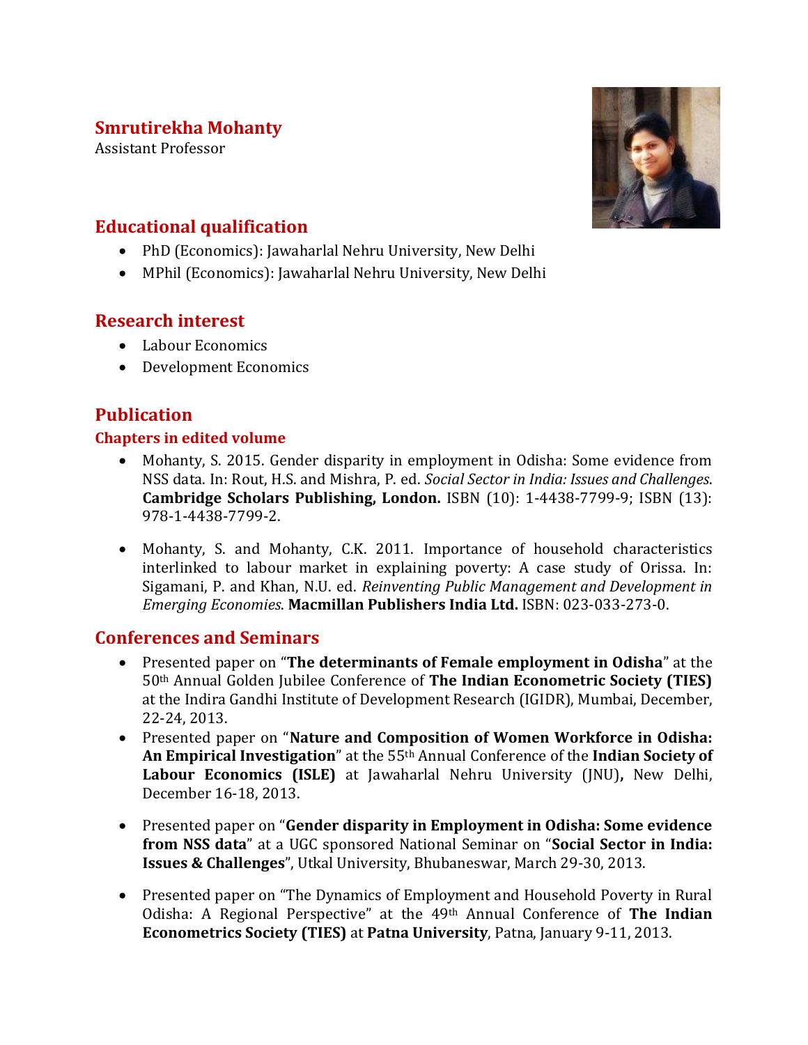# Smrutirekha Mohanty

Assistant Professor

## Educational qualification

- PhD (Economics): Jawaharlal Nehru University, New Delhi
- MPhil (Economics): Jawaharlal Nehru University, New Delhi

## Research interest

- Labour Economics
- Development Economics

## Publication

### Chapters in edited volume

- Mohanty, S. 2015. Gender disparity in employment in Odisha: Some evidence from NSS data. In: Rout, H.S. and Mishra, P. ed. *Social Sector in India: Issues and Challenges*. **Cambridge Scholars Publishing, London.** ISBN (10): 1-4438-7799-9; ISBN (13): 978-1-4438-7799-2.

- Mohanty, S. and Mohanty, C.K. 2011. Importance of household characteristics interlinked to labour market in explaining poverty: A case study of Orissa. In: Sigamani, P. and Khan, N.U. ed. *Reinventing Public Management and Development in Emerging Economies*. **Macmillan Publishers India Ltd.** ISBN: 023-033-273-0.

## Conferences and Seminars

- Presented paper on "**The determinants of Female employment in Odisha**" at the 50th Annual Golden Jubilee Conference of **The Indian Econometric Society (TIES)** at the Indira Gandhi Institute of Development Research (IGIDR), Mumbai, December, 22-24, 2013.
- Presented paper on "**Nature and Composition of Women Workforce in Odisha: An Empirical Investigation**" at the 55th Annual Conference of the **Indian Society of Labour Economics (ISLE)** at Jawaharlal Nehru University (JNU)**,** New Delhi, December 16-18, 2013.

- Presented paper on "**Gender disparity in Employment in Odisha: Some evidence from NSS data**" at a UGC sponsored National Seminar on "**Social Sector in India: Issues & Challenges**", Utkal University, Bhubaneswar, March 29-30, 2013.

- Presented paper on "The Dynamics of Employment and Household Poverty in Rural Odisha: A Regional Perspective" at the 49th Annual Conference of **The Indian Econometrics Society (TIES)** at **Patna University**, Patna, January 9-11, 2013.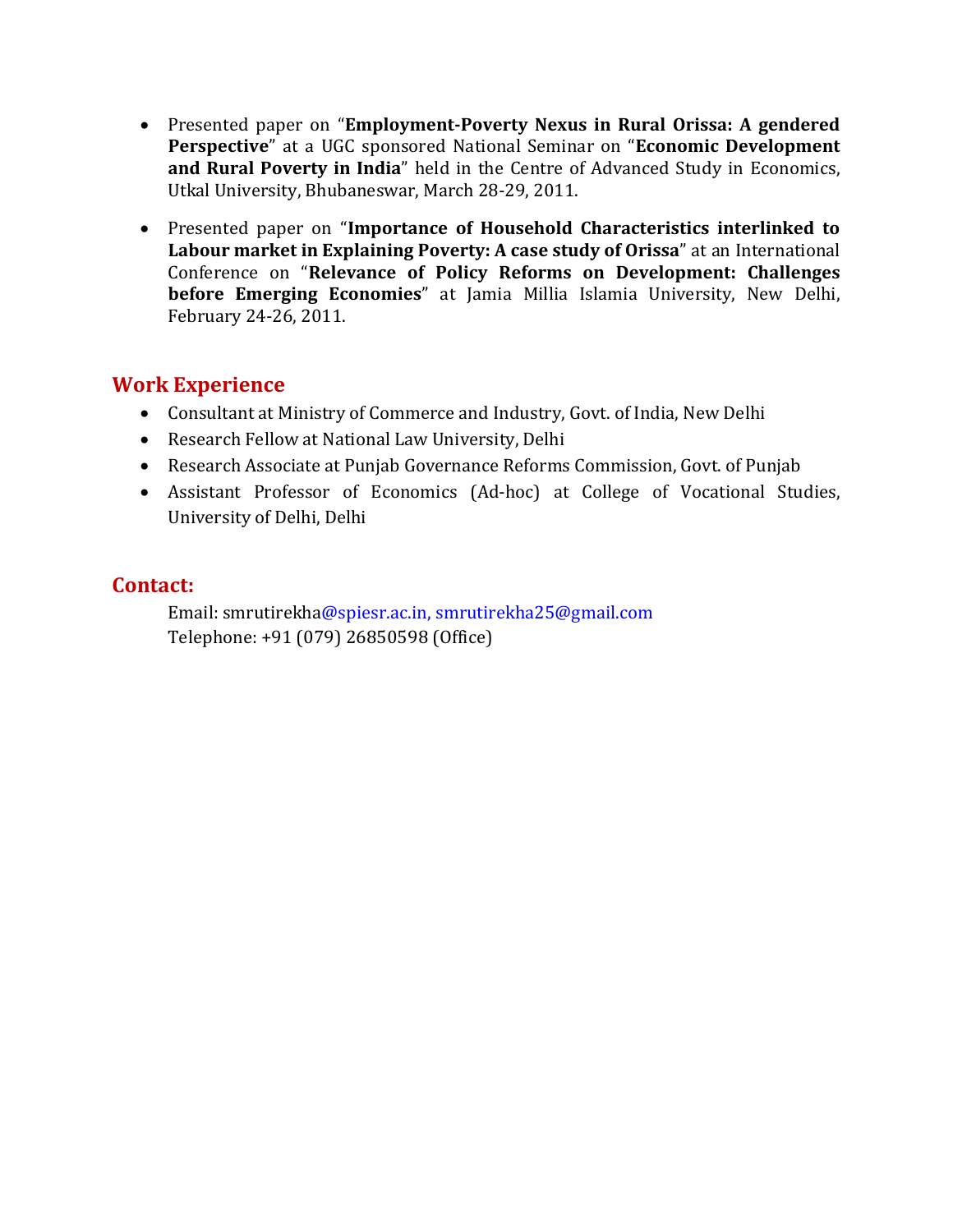- Presented paper on "**Employment-Poverty Nexus in Rural Orissa: A gendered Perspective**" at a UGC sponsored National Seminar on "**Economic Development and Rural Poverty in India**" held in the Centre of Advanced Study in Economics, Utkal University, Bhubaneswar, March 28-29, 2011.
- Presented paper on "**Importance of Household Characteristics interlinked to Labour market in Explaining Poverty: A case study of Orissa**" at an International Conference on "**Relevance of Policy Reforms on Development: Challenges before Emerging Economies**" at Jamia Millia Islamia University, New Delhi, February 24-26, 2011.

## Work Experience

- Consultant at Ministry of Commerce and Industry, Govt. of India, New Delhi
- Research Fellow at National Law University, Delhi
- Research Associate at Punjab Governance Reforms Commission, Govt. of Punjab
- Assistant Professor of Economics (Ad-hoc) at College of Vocational Studies, University of Delhi, Delhi

## Contact:

Email: smrutirekha@spiesr.ac.in, smrutirekha25@gmail.com
Telephone: +91 (079) 26850598 (Office)